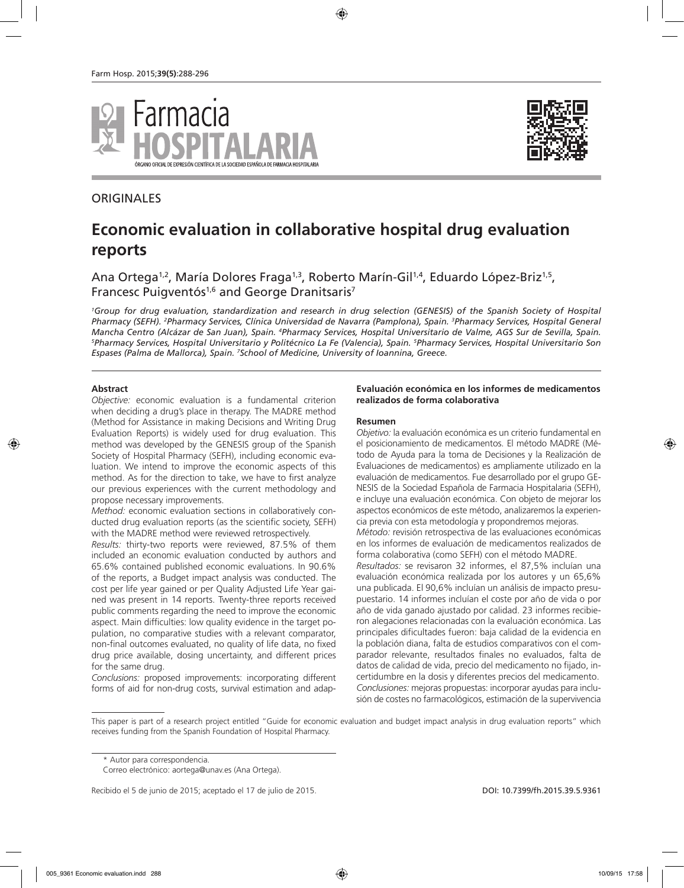ORIGINALES

# Economic evaluation in collaborative hospital drug evaluation reports

Ana Ortega[1,2], María Dolores Fraga[1,3], Roberto Marín-Gil[1,4], Eduardo López-Briz[1,5], Francesc Puigventós[1,6] and George Dranitsaris[7]

*[1]Group for drug evaluation, standardization and research in drug selection (GENESIS) of the Spanish Society of Hospital Pharmacy (SEFH). [2]Pharmacy Services, Clínica Universidad de Navarra (Pamplona), Spain. [3]Pharmacy Services, Hospital General Mancha Centro (Alcázar de San Juan), Spain. [4]Pharmacy Services, Hospital Universitario de Valme, AGS Sur de Sevilla, Spain. [5]Pharmacy Services, Hospital Universitario y Politécnico La Fe (Valencia), Spain. [5]Pharmacy Services, Hospital Universitario Son Espases (Palma de Mallorca), Spain. [7]School of Medicine, University of Ioannina, Greece.*

## Abstract

*Objective:* economic evaluation is a fundamental criterion when deciding a drug's place in therapy. The MADRE method (Method for Assistance in making Decisions and Writing Drug Evaluation Reports) is widely used for drug evaluation. This method was developed by the GENESIS group of the Spanish Society of Hospital Pharmacy (SEFH), including economic evaluation. We intend to improve the economic aspects of this method. As for the direction to take, we have to first analyze our previous experiences with the current methodology and propose necessary improvements.

*Method:* economic evaluation sections in collaboratively conducted drug evaluation reports (as the scientific society, SEFH) with the MADRE method were reviewed retrospectively.

*Results:* thirty-two reports were reviewed, 87.5% of them included an economic evaluation conducted by authors and 65.6% contained published economic evaluations. In 90.6% of the reports, a Budget impact analysis was conducted. The cost per life year gained or per Quality Adjusted Life Year gained was present in 14 reports. Twenty-three reports received public comments regarding the need to improve the economic aspect. Main difficulties: low quality evidence in the target population, no comparative studies with a relevant comparator, non-final outcomes evaluated, no quality of life data, no fixed drug price available, dosing uncertainty, and different prices for the same drug.

*Conclusions:* proposed improvements: incorporating different forms of aid for non-drug costs, survival estimation and adap-

### Evaluación económica en los informes de medicamentos realizados de forma colaborativa

#### Resumen

*Objetivo:* la evaluación económica es un criterio fundamental en el posicionamiento de medicamentos. El método MADRE (Método de Ayuda para la toma de Decisiones y la Realización de Evaluaciones de medicamentos) es ampliamente utilizado en la evaluación de medicamentos. Fue desarrollado por el grupo GENESIS de la Sociedad Española de Farmacia Hospitalaria (SEFH), e incluye una evaluación económica. Con objeto de mejorar los aspectos económicos de este método, analizaremos la experiencia previa con esta metodología y propondremos mejoras.

*Método:* revisión retrospectiva de las evaluaciones económicas en los informes de evaluación de medicamentos realizados de forma colaborativa (como SEFH) con el método MADRE.

*Resultados:* se revisaron 32 informes, el 87,5% incluían una evaluación económica realizada por los autores y un 65,6% una publicada. El 90,6% incluían un análisis de impacto presupuestario. 14 informes incluían el coste por año de vida o por año de vida ganado ajustado por calidad. 23 informes recibieron alegaciones relacionadas con la evaluación económica. Las principales dificultades fueron: baja calidad de la evidencia en la población diana, falta de estudios comparativos con el comparador relevante, resultados finales no evaluados, falta de datos de calidad de vida, precio del medicamento no fijado, incertidumbre en la dosis y diferentes precios del medicamento.

*Conclusiones:* mejoras propuestas: incorporar ayudas para inclusión de costes no farmacológicos, estimación de la supervivencia

This paper is part of a research project entitled "Guide for economic evaluation and budget impact analysis in drug evaluation reports" which receives funding from the Spanish Foundation of Hospital Pharmacy.

\* Autor para correspondencia.
Correo electrónico: aortega@unav.es (Ana Ortega).

Recibido el 5 de junio de 2015; aceptado el 17 de julio de 2015.

DOI: 10.7399/fh.2015.39.5.9361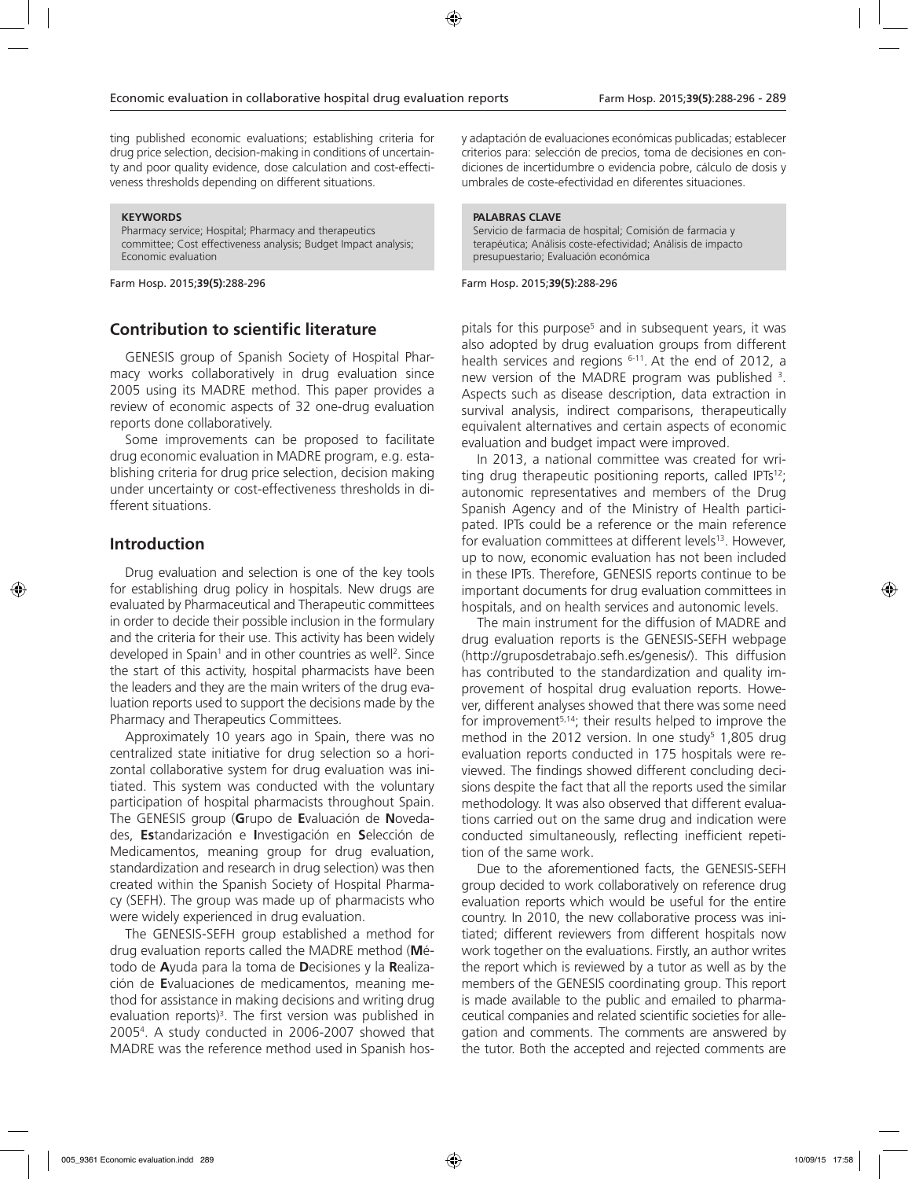ting published economic evaluations; establishing criteria for drug price selection, decision-making in conditions of uncertainty and poor quality evidence, dose calculation and cost-effectiveness thresholds depending on different situations.

**KEYWORDS**

Pharmacy service; Hospital; Pharmacy and therapeutics committee; Cost effectiveness analysis; Budget Impact analysis; Economic evaluation

Farm Hosp. 2015;**39(5)**:288-296

y adaptación de evaluaciones económicas publicadas; establecer criterios para: selección de precios, toma de decisiones en condiciones de incertidumbre o evidencia pobre, cálculo de dosis y umbrales de coste-efectividad en diferentes situaciones.

**PALABRAS CLAVE**

Servicio de farmacia de hospital; Comisión de farmacia y terapéutica; Análisis coste-efectividad; Análisis de impacto presupuestario; Evaluación económica

Farm Hosp. 2015;**39(5)**:288-296

## Contribution to scientific literature

GENESIS group of Spanish Society of Hospital Pharmacy works collaboratively in drug evaluation since 2005 using its MADRE method. This paper provides a review of economic aspects of 32 one-drug evaluation reports done collaboratively.

Some improvements can be proposed to facilitate drug economic evaluation in MADRE program, e.g. establishing criteria for drug price selection, decision making under uncertainty or cost-effectiveness thresholds in different situations.

## Introduction

Drug evaluation and selection is one of the key tools for establishing drug policy in hospitals. New drugs are evaluated by Pharmaceutical and Therapeutic committees in order to decide their possible inclusion in the formulary and the criteria for their use. This activity has been widely developed in Spain[1] and in other countries as well[2]. Since the start of this activity, hospital pharmacists have been the leaders and they are the main writers of the drug evaluation reports used to support the decisions made by the Pharmacy and Therapeutics Committees.

Approximately 10 years ago in Spain, there was no centralized state initiative for drug selection so a horizontal collaborative system for drug evaluation was initiated. This system was conducted with the voluntary participation of hospital pharmacists throughout Spain. The GENESIS group (**G**rupo de **E**valuación de **N**ovedades, **Es**tandarización e **I**nvestigación en **S**elección de Medicamentos, meaning group for drug evaluation, standardization and research in drug selection) was then created within the Spanish Society of Hospital Pharmacy (SEFH). The group was made up of pharmacists who were widely experienced in drug evaluation.

The GENESIS-SEFH group established a method for drug evaluation reports called the MADRE method (**M**étodo de **A**yuda para la toma de **D**ecisiones y la **R**ealización de **E**valuaciones de medicamentos, meaning method for assistance in making decisions and writing drug evaluation reports)[3]. The first version was published in 2005[4]. A study conducted in 2006-2007 showed that MADRE was the reference method used in Spanish hospitals for this purpose[5] and in subsequent years, it was also adopted by drug evaluation groups from different health services and regions [6-11]. At the end of 2012, a new version of the MADRE program was published [3]. Aspects such as disease description, data extraction in survival analysis, indirect comparisons, therapeutically equivalent alternatives and certain aspects of economic evaluation and budget impact were improved.

In 2013, a national committee was created for writing drug therapeutic positioning reports, called IPTs[12]; autonomic representatives and members of the Drug Spanish Agency and of the Ministry of Health participated. IPTs could be a reference or the main reference for evaluation committees at different levels[13]. However, up to now, economic evaluation has not been included in these IPTs. Therefore, GENESIS reports continue to be important documents for drug evaluation committees in hospitals, and on health services and autonomic levels.

The main instrument for the diffusion of MADRE and drug evaluation reports is the GENESIS-SEFH webpage (http://gruposdetrabajo.sefh.es/genesis/). This diffusion has contributed to the standardization and quality improvement of hospital drug evaluation reports. However, different analyses showed that there was some need for improvement[5,14]; their results helped to improve the method in the 2012 version. In one study[5] 1,805 drug evaluation reports conducted in 175 hospitals were reviewed. The findings showed different concluding decisions despite the fact that all the reports used the similar methodology. It was also observed that different evaluations carried out on the same drug and indication were conducted simultaneously, reflecting inefficient repetition of the same work.

Due to the aforementioned facts, the GENESIS-SEFH group decided to work collaboratively on reference drug evaluation reports which would be useful for the entire country. In 2010, the new collaborative process was initiated; different reviewers from different hospitals now work together on the evaluations. Firstly, an author writes the report which is reviewed by a tutor as well as by the members of the GENESIS coordinating group. This report is made available to the public and emailed to pharmaceutical companies and related scientific societies for allegation and comments. The comments are answered by the tutor. Both the accepted and rejected comments are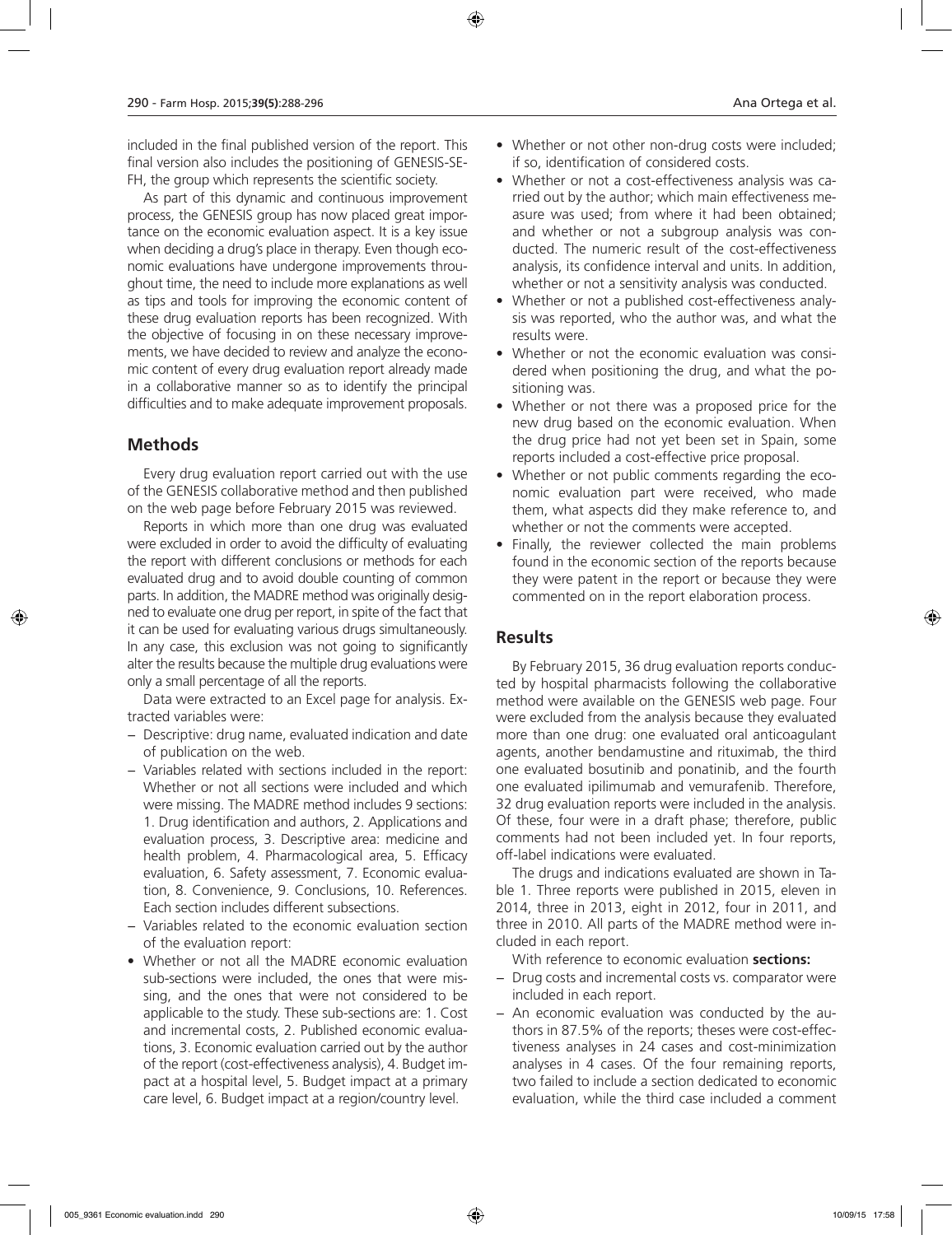included in the final published version of the report. This final version also includes the positioning of GENESIS-SEFH, the group which represents the scientific society.

As part of this dynamic and continuous improvement process, the GENESIS group has now placed great importance on the economic evaluation aspect. It is a key issue when deciding a drug's place in therapy. Even though economic evaluations have undergone improvements throughout time, the need to include more explanations as well as tips and tools for improving the economic content of these drug evaluation reports has been recognized. With the objective of focusing in on these necessary improvements, we have decided to review and analyze the economic content of every drug evaluation report already made in a collaborative manner so as to identify the principal difficulties and to make adequate improvement proposals.

## Methods

Every drug evaluation report carried out with the use of the GENESIS collaborative method and then published on the web page before February 2015 was reviewed.

Reports in which more than one drug was evaluated were excluded in order to avoid the difficulty of evaluating the report with different conclusions or methods for each evaluated drug and to avoid double counting of common parts. In addition, the MADRE method was originally designed to evaluate one drug per report, in spite of the fact that it can be used for evaluating various drugs simultaneously. In any case, this exclusion was not going to significantly alter the results because the multiple drug evaluations were only a small percentage of all the reports.

Data were extracted to an Excel page for analysis. Extracted variables were:

- Descriptive: drug name, evaluated indication and date of publication on the web.
- Variables related with sections included in the report: Whether or not all sections were included and which were missing. The MADRE method includes 9 sections: 1. Drug identification and authors, 2. Applications and evaluation process, 3. Descriptive area: medicine and health problem, 4. Pharmacological area, 5. Efficacy evaluation, 6. Safety assessment, 7. Economic evaluation, 8. Convenience, 9. Conclusions, 10. References. Each section includes different subsections.
- Variables related to the economic evaluation section of the evaluation report:
- Whether or not all the MADRE economic evaluation sub-sections were included, the ones that were missing, and the ones that were not considered to be applicable to the study. These sub-sections are: 1. Cost and incremental costs, 2. Published economic evaluations, 3. Economic evaluation carried out by the author of the report (cost-effectiveness analysis), 4. Budget impact at a hospital level, 5. Budget impact at a primary care level, 6. Budget impact at a region/country level.
- Whether or not other non-drug costs were included; if so, identification of considered costs.
- Whether or not a cost-effectiveness analysis was carried out by the author; which main effectiveness measure was used; from where it had been obtained; and whether or not a subgroup analysis was conducted. The numeric result of the cost-effectiveness analysis, its confidence interval and units. In addition, whether or not a sensitivity analysis was conducted.
- Whether or not a published cost-effectiveness analysis was reported, who the author was, and what the results were.
- Whether or not the economic evaluation was considered when positioning the drug, and what the positioning was.
- Whether or not there was a proposed price for the new drug based on the economic evaluation. When the drug price had not yet been set in Spain, some reports included a cost-effective price proposal.
- Whether or not public comments regarding the economic evaluation part were received, who made them, what aspects did they make reference to, and whether or not the comments were accepted.
- Finally, the reviewer collected the main problems found in the economic section of the reports because they were patent in the report or because they were commented on in the report elaboration process.

## Results

By February 2015, 36 drug evaluation reports conducted by hospital pharmacists following the collaborative method were available on the GENESIS web page. Four were excluded from the analysis because they evaluated more than one drug: one evaluated oral anticoagulant agents, another bendamustine and rituximab, the third one evaluated bosutinib and ponatinib, and the fourth one evaluated ipilimumab and vemurafenib. Therefore, 32 drug evaluation reports were included in the analysis. Of these, four were in a draft phase; therefore, public comments had not been included yet. In four reports, off-label indications were evaluated.

The drugs and indications evaluated are shown in Table 1. Three reports were published in 2015, eleven in 2014, three in 2013, eight in 2012, four in 2011, and three in 2010. All parts of the MADRE method were included in each report.

With reference to economic evaluation **sections:**

- Drug costs and incremental costs vs. comparator were included in each report.
- An economic evaluation was conducted by the authors in 87.5% of the reports; theses were cost-effectiveness analyses in 24 cases and cost-minimization analyses in 4 cases. Of the four remaining reports, two failed to include a section dedicated to economic evaluation, while the third case included a comment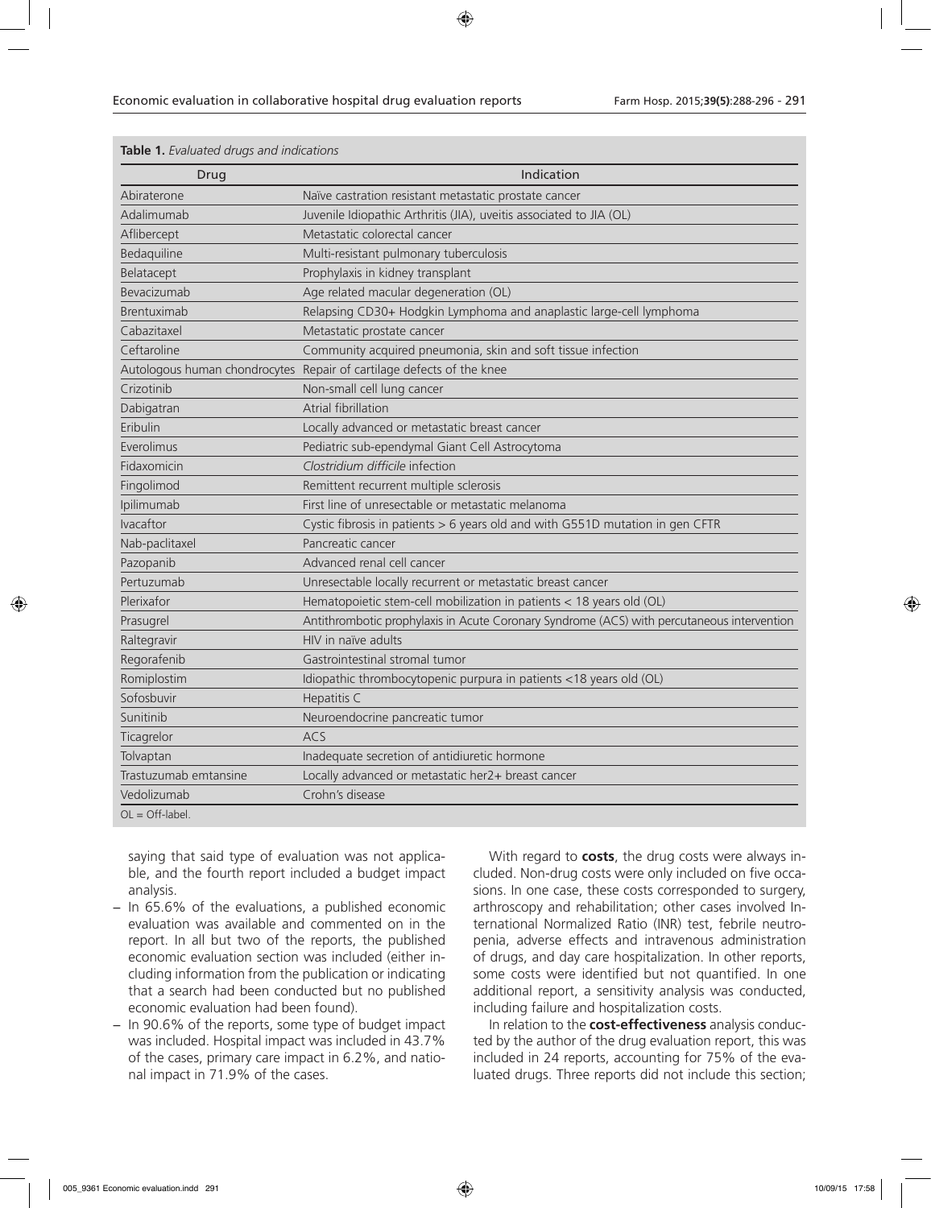**Table 1.** *Evaluated drugs and indications*

| Drug | Indication |
|---|---|
| Abiraterone | Naïve castration resistant metastatic prostate cancer |
| Adalimumab | Juvenile Idiopathic Arthritis (JIA), uveitis associated to JIA (OL) |
| Aflibercept | Metastatic colorectal cancer |
| Bedaquiline | Multi-resistant pulmonary tuberculosis |
| Belatacept | Prophylaxis in kidney transplant |
| Bevacizumab | Age related macular degeneration (OL) |
| Brentuximab | Relapsing CD30+ Hodgkin Lymphoma and anaplastic large-cell lymphoma |
| Cabazitaxel | Metastatic prostate cancer |
| Ceftaroline | Community acquired pneumonia, skin and soft tissue infection |
| Autologous human chondrocytes | Repair of cartilage defects of the knee |
| Crizotinib | Non-small cell lung cancer |
| Dabigatran | Atrial fibrillation |
| Eribulin | Locally advanced or metastatic breast cancer |
| Everolimus | Pediatric sub-ependymal Giant Cell Astrocytoma |
| Fidaxomicin | *Clostridium difficile* infection |
| Fingolimod | Remittent recurrent multiple sclerosis |
| Ipilimumab | First line of unresectable or metastatic melanoma |
| Ivacaftor | Cystic fibrosis in patients > 6 years old and with G551D mutation in gen CFTR |
| Nab-paclitaxel | Pancreatic cancer |
| Pazopanib | Advanced renal cell cancer |
| Pertuzumab | Unresectable locally recurrent or metastatic breast cancer |
| Plerixafor | Hematopoietic stem-cell mobilization in patients < 18 years old (OL) |
| Prasugrel | Antithrombotic prophylaxis in Acute Coronary Syndrome (ACS) with percutaneous intervention |
| Raltegravir | HIV in naïve adults |
| Regorafenib | Gastrointestinal stromal tumor |
| Romiplostim | Idiopathic thrombocytopenic purpura in patients <18 years old (OL) |
| Sofosbuvir | Hepatitis C |
| Sunitinib | Neuroendocrine pancreatic tumor |
| Ticagrelor | ACS |
| Tolvaptan | Inadequate secretion of antidiuretic hormone |
| Trastuzumab emtansine | Locally advanced or metastatic her2+ breast cancer |
| Vedolizumab | Crohn's disease |

OL = Off-label.

saying that said type of evaluation was not applicable, and the fourth report included a budget impact analysis.

- In 65.6% of the evaluations, a published economic evaluation was available and commented on in the report. In all but two of the reports, the published economic evaluation section was included (either including information from the publication or indicating that a search had been conducted but no published economic evaluation had been found).
- In 90.6% of the reports, some type of budget impact was included. Hospital impact was included in 43.7% of the cases, primary care impact in 6.2%, and national impact in 71.9% of the cases.

With regard to **costs**, the drug costs were always included. Non-drug costs were only included on five occasions. In one case, these costs corresponded to surgery, arthroscopy and rehabilitation; other cases involved International Normalized Ratio (INR) test, febrile neutropenia, adverse effects and intravenous administration of drugs, and day care hospitalization. In other reports, some costs were identified but not quantified. In one additional report, a sensitivity analysis was conducted, including failure and hospitalization costs.

In relation to the **cost-effectiveness** analysis conducted by the author of the drug evaluation report, this was included in 24 reports, accounting for 75% of the evaluated drugs. Three reports did not include this section;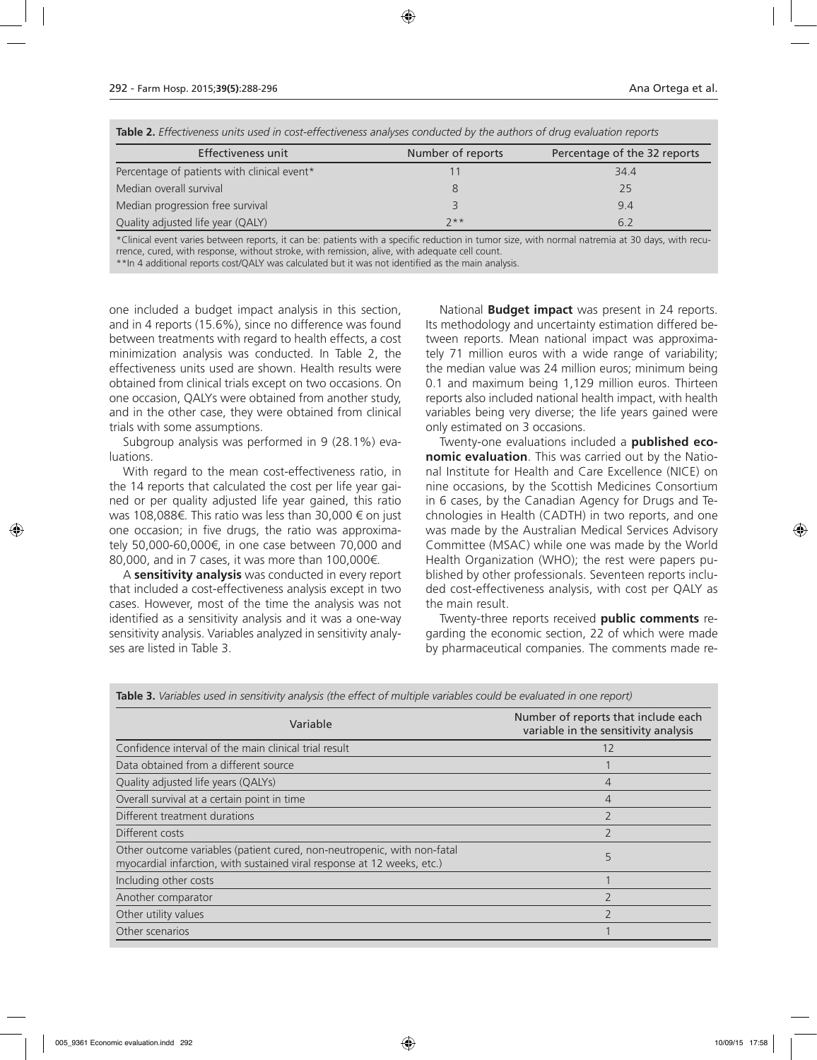**Table 2.** *Effectiveness units used in cost-effectiveness analyses conducted by the authors of drug evaluation reports*

| Effectiveness unit | Number of reports | Percentage of the 32 reports |
|---|---|---|
| Percentage of patients with clinical event* | 11 | 34.4 |
| Median overall survival | 8 | 25 |
| Median progression free survival | 3 | 9.4 |
| Quality adjusted life year (QALY) | 2** | 6.2 |

*Clinical event varies between reports, it can be: patients with a specific reduction in tumor size, with normal natremia at 30 days, with recurrence, cured, with response, without stroke, with remission, alive, with adequate cell count.
**In 4 additional reports cost/QALY was calculated but it was not identified as the main analysis.

one included a budget impact analysis in this section, and in 4 reports (15.6%), since no difference was found between treatments with regard to health effects, a cost minimization analysis was conducted. In Table 2, the effectiveness units used are shown. Health results were obtained from clinical trials except on two occasions. On one occasion, QALYs were obtained from another study, and in the other case, they were obtained from clinical trials with some assumptions.

Subgroup analysis was performed in 9 (28.1%) evaluations.

With regard to the mean cost-effectiveness ratio, in the 14 reports that calculated the cost per life year gained or per quality adjusted life year gained, this ratio was 108,088€. This ratio was less than 30,000 € on just one occasion; in five drugs, the ratio was approximately 50,000-60,000€, in one case between 70,000 and 80,000, and in 7 cases, it was more than 100,000€.

A **sensitivity analysis** was conducted in every report that included a cost-effectiveness analysis except in two cases. However, most of the time the analysis was not identified as a sensitivity analysis and it was a one-way sensitivity analysis. Variables analyzed in sensitivity analyses are listed in Table 3.

National **Budget impact** was present in 24 reports. Its methodology and uncertainty estimation differed between reports. Mean national impact was approximately 71 million euros with a wide range of variability; the median value was 24 million euros; minimum being 0.1 and maximum being 1,129 million euros. Thirteen reports also included national health impact, with health variables being very diverse; the life years gained were only estimated on 3 occasions.

Twenty-one evaluations included a **published economic evaluation**. This was carried out by the National Institute for Health and Care Excellence (NICE) on nine occasions, by the Scottish Medicines Consortium in 6 cases, by the Canadian Agency for Drugs and Technologies in Health (CADTH) in two reports, and one was made by the Australian Medical Services Advisory Committee (MSAC) while one was made by the World Health Organization (WHO); the rest were papers published by other professionals. Seventeen reports included cost-effectiveness analysis, with cost per QALY as the main result.

Twenty-three reports received **public comments** regarding the economic section, 22 of which were made by pharmaceutical companies. The comments made re-

**Table 3.** *Variables used in sensitivity analysis (the effect of multiple variables could be evaluated in one report)*

| Variable | Number of reports that include each variable in the sensitivity analysis |
|---|---|
| Confidence interval of the main clinical trial result | 12 |
| Data obtained from a different source | 1 |
| Quality adjusted life years (QALYs) | 4 |
| Overall survival at a certain point in time | 4 |
| Different treatment durations | 2 |
| Different costs | 2 |
| Other outcome variables (patient cured, non-neutropenic, with non-fatal myocardial infarction, with sustained viral response at 12 weeks, etc.) | 5 |
| Including other costs | 1 |
| Another comparator | 2 |
| Other utility values | 2 |
| Other scenarios | 1 |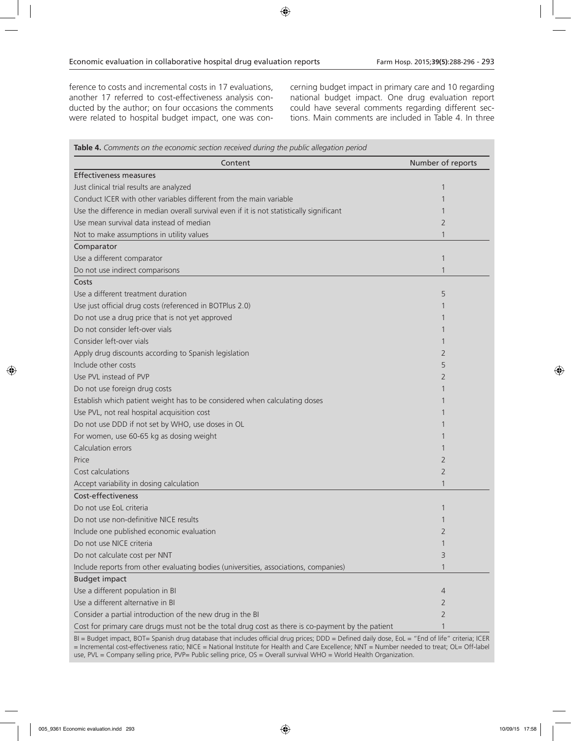ference to costs and incremental costs in 17 evaluations, another 17 referred to cost-effectiveness analysis conducted by the author; on four occasions the comments were related to hospital budget impact, one was concerning budget impact in primary care and 10 regarding national budget impact. One drug evaluation report could have several comments regarding different sections. Main comments are included in Table 4. In three

**Table 4.** *Comments on the economic section received during the public allegation period*

| Content | Number of reports |
|---|---|
| **Effectiveness measures** | |
| Just clinical trial results are analyzed | 1 |
| Conduct ICER with other variables different from the main variable | 1 |
| Use the difference in median overall survival even if it is not statistically significant | 1 |
| Use mean survival data instead of median | 2 |
| Not to make assumptions in utility values | 1 |
| **Comparator** | |
| Use a different comparator | 1 |
| Do not use indirect comparisons | 1 |
| **Costs** | |
| Use a different treatment duration | 5 |
| Use just official drug costs (referenced in BOTPlus 2.0) | 1 |
| Do not use a drug price that is not yet approved | 1 |
| Do not consider left-over vials | 1 |
| Consider left-over vials | 1 |
| Apply drug discounts according to Spanish legislation | 2 |
| Include other costs | 5 |
| Use PVL instead of PVP | 2 |
| Do not use foreign drug costs | 1 |
| Establish which patient weight has to be considered when calculating doses | 1 |
| Use PVL, not real hospital acquisition cost | 1 |
| Do not use DDD if not set by WHO, use doses in OL | 1 |
| For women, use 60-65 kg as dosing weight | 1 |
| Calculation errors | 1 |
| Price | 2 |
| Cost calculations | 2 |
| Accept variability in dosing calculation | 1 |
| **Cost-effectiveness** | |
| Do not use EoL criteria | 1 |
| Do not use non-definitive NICE results | 1 |
| Include one published economic evaluation | 2 |
| Do not use NICE criteria | 1 |
| Do not calculate cost per NNT | 3 |
| Include reports from other evaluating bodies (universities, associations, companies) | 1 |
| **Budget impact** | |
| Use a different population in BI | 4 |
| Use a different alternative in BI | 2 |
| Consider a partial introduction of the new drug in the BI | 2 |
| Cost for primary care drugs must not be the total drug cost as there is co-payment by the patient | 1 |

BI = Budget impact, BOT= Spanish drug database that includes official drug prices; DDD = Defined daily dose, EoL = "End of life" criteria; ICER = Incremental cost-effectiveness ratio; NICE = National Institute for Health and Care Excellence; NNT = Number needed to treat; OL= Off-label use, PVL = Company selling price, PVP= Public selling price, OS = Overall survival WHO = World Health Organization.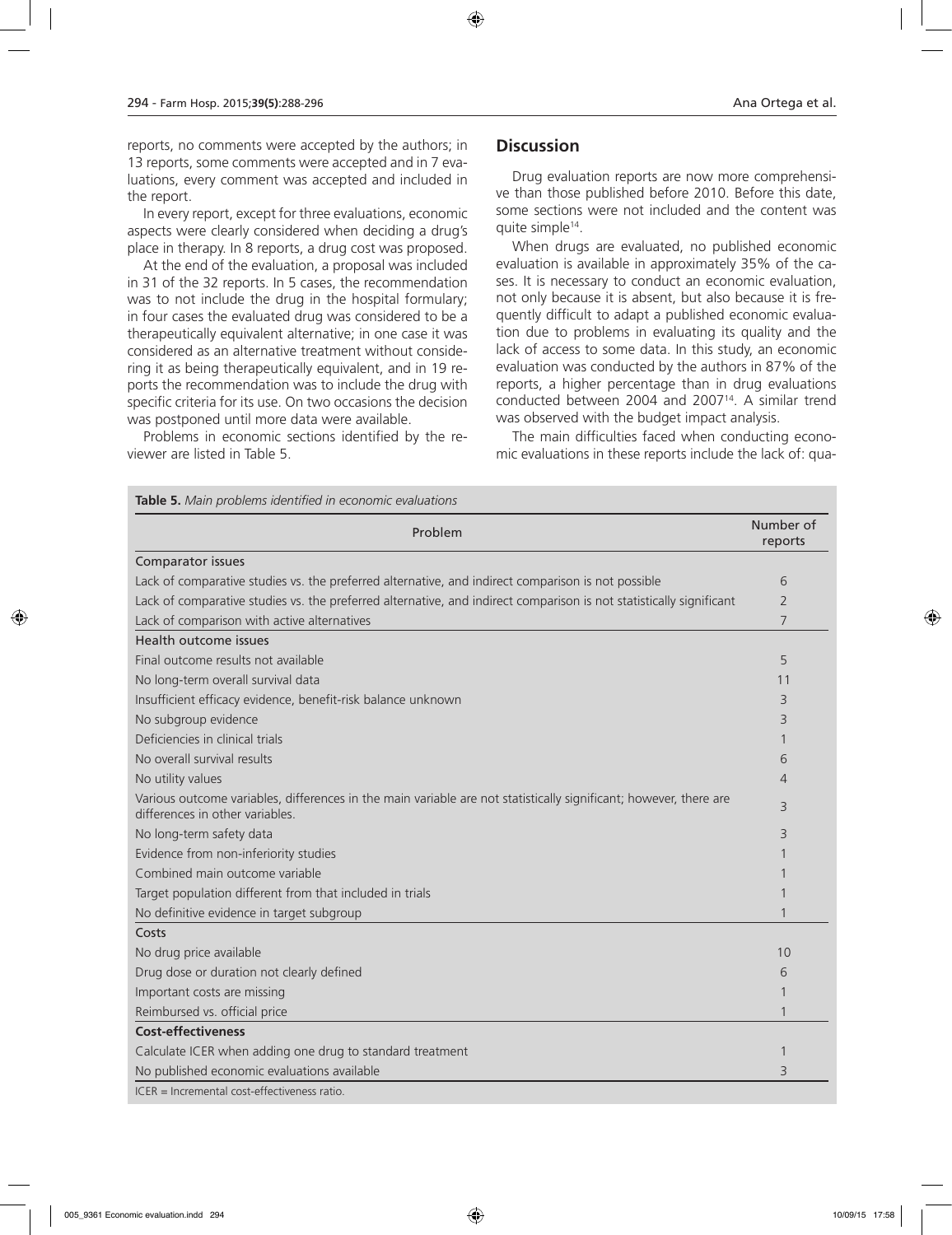reports, no comments were accepted by the authors; in 13 reports, some comments were accepted and in 7 evaluations, every comment was accepted and included in the report.

In every report, except for three evaluations, economic aspects were clearly considered when deciding a drug's place in therapy. In 8 reports, a drug cost was proposed.

At the end of the evaluation, a proposal was included in 31 of the 32 reports. In 5 cases, the recommendation was to not include the drug in the hospital formulary; in four cases the evaluated drug was considered to be a therapeutically equivalent alternative; in one case it was considered as an alternative treatment without considering it as being therapeutically equivalent, and in 19 reports the recommendation was to include the drug with specific criteria for its use. On two occasions the decision was postponed until more data were available.

Problems in economic sections identified by the reviewer are listed in Table 5.

## Discussion

Drug evaluation reports are now more comprehensive than those published before 2010. Before this date, some sections were not included and the content was quite simple[14].

When drugs are evaluated, no published economic evaluation is available in approximately 35% of the cases. It is necessary to conduct an economic evaluation, not only because it is absent, but also because it is frequently difficult to adapt a published economic evaluation due to problems in evaluating its quality and the lack of access to some data. In this study, an economic evaluation was conducted by the authors in 87% of the reports, a higher percentage than in drug evaluations conducted between 2004 and 2007[14]. A similar trend was observed with the budget impact analysis.

The main difficulties faced when conducting economic evaluations in these reports include the lack of: qua-

**Table 5.** *Main problems identified in economic evaluations*

| Problem | Number of reports |
|---|---|
| **Comparator issues** | |
| Lack of comparative studies vs. the preferred alternative, and indirect comparison is not possible | 6 |
| Lack of comparative studies vs. the preferred alternative, and indirect comparison is not statistically significant | 2 |
| Lack of comparison with active alternatives | 7 |
| **Health outcome issues** | |
| Final outcome results not available | 5 |
| No long-term overall survival data | 11 |
| Insufficient efficacy evidence, benefit-risk balance unknown | 3 |
| No subgroup evidence | 3 |
| Deficiencies in clinical trials | 1 |
| No overall survival results | 6 |
| No utility values | 4 |
| Various outcome variables, differences in the main variable are not statistically significant; however, there are differences in other variables. | 3 |
| No long-term safety data | 3 |
| Evidence from non-inferiority studies | 1 |
| Combined main outcome variable | 1 |
| Target population different from that included in trials | 1 |
| No definitive evidence in target subgroup | 1 |
| **Costs** | |
| No drug price available | 10 |
| Drug dose or duration not clearly defined | 6 |
| Important costs are missing | 1 |
| Reimbursed vs. official price | 1 |
| **Cost-effectiveness** | |
| Calculate ICER when adding one drug to standard treatment | 1 |
| No published economic evaluations available | 3 |

ICER = Incremental cost-effectiveness ratio.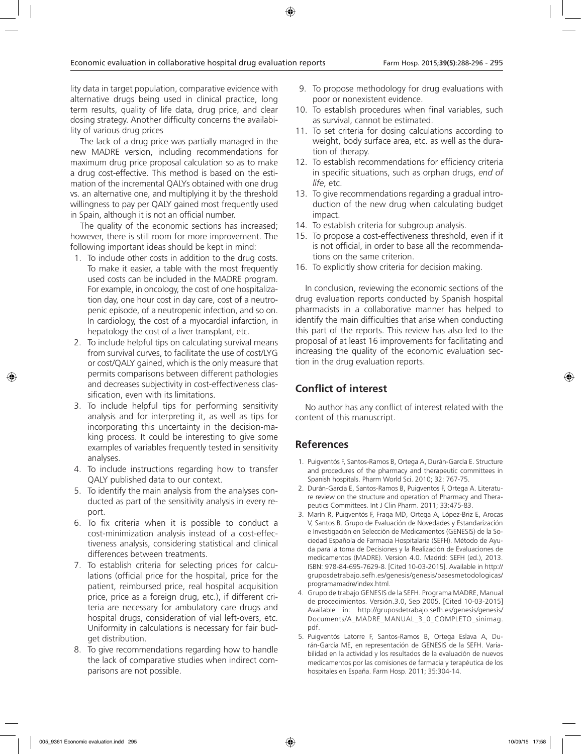lity data in target population, comparative evidence with alternative drugs being used in clinical practice, long term results, quality of life data, drug price, and clear dosing strategy. Another difficulty concerns the availability of various drug prices

The lack of a drug price was partially managed in the new MADRE version, including recommendations for maximum drug price proposal calculation so as to make a drug cost-effective. This method is based on the estimation of the incremental QALYs obtained with one drug vs. an alternative one, and multiplying it by the threshold willingness to pay per QALY gained most frequently used in Spain, although it is not an official number.

The quality of the economic sections has increased; however, there is still room for more improvement. The following important ideas should be kept in mind:

1. To include other costs in addition to the drug costs. To make it easier, a table with the most frequently used costs can be included in the MADRE program. For example, in oncology, the cost of one hospitalization day, one hour cost in day care, cost of a neutropenic episode, of a neutropenic infection, and so on. In cardiology, the cost of a myocardial infarction, in hepatology the cost of a liver transplant, etc.
2. To include helpful tips on calculating survival means from survival curves, to facilitate the use of cost/LYG or cost/QALY gained, which is the only measure that permits comparisons between different pathologies and decreases subjectivity in cost-effectiveness classification, even with its limitations.
3. To include helpful tips for performing sensitivity analysis and for interpreting it, as well as tips for incorporating this uncertainty in the decision-making process. It could be interesting to give some examples of variables frequently tested in sensitivity analyses.
4. To include instructions regarding how to transfer QALY published data to our context.
5. To identify the main analysis from the analyses conducted as part of the sensitivity analysis in every report.
6. To fix criteria when it is possible to conduct a cost-minimization analysis instead of a cost-effectiveness analysis, considering statistical and clinical differences between treatments.
7. To establish criteria for selecting prices for calculations (official price for the hospital, price for the patient, reimbursed price, real hospital acquisition price, price as a foreign drug, etc.), if different criteria are necessary for ambulatory care drugs and hospital drugs, consideration of vial left-overs, etc. Uniformity in calculations is necessary for fair budget distribution.
8. To give recommendations regarding how to handle the lack of comparative studies when indirect comparisons are not possible.
9. To propose methodology for drug evaluations with poor or nonexistent evidence.
10. To establish procedures when final variables, such as survival, cannot be estimated.
11. To set criteria for dosing calculations according to weight, body surface area, etc. as well as the duration of therapy.
12. To establish recommendations for efficiency criteria in specific situations, such as orphan drugs, *end of life*, etc.
13. To give recommendations regarding a gradual introduction of the new drug when calculating budget impact.
14. To establish criteria for subgroup analysis.
15. To propose a cost-effectiveness threshold, even if it is not official, in order to base all the recommendations on the same criterion.
16. To explicitly show criteria for decision making.

In conclusion, reviewing the economic sections of the drug evaluation reports conducted by Spanish hospital pharmacists in a collaborative manner has helped to identify the main difficulties that arise when conducting this part of the reports. This review has also led to the proposal of at least 16 improvements for facilitating and increasing the quality of the economic evaluation section in the drug evaluation reports.

## Conflict of interest

No author has any conflict of interest related with the content of this manuscript.

## References

1. Puigventós F, Santos-Ramos B, Ortega A, Durán-García E. Structure and procedures of the pharmacy and therapeutic committees in Spanish hospitals. Pharm World Sci. 2010; 32: 767-75.
2. Durán-García E, Santos-Ramos B, Puigventos F, Ortega A. Literature review on the structure and operation of Pharmacy and Therapeutics Committees. Int J Clin Pharm. 2011; 33:475-83.
3. Marín R, Puigventós F, Fraga MD, Ortega A, López-Briz E, Arocas V, Santos B. Grupo de Evaluación de Novedades y Estandarización e Investigación en Selección de Medicamentos (GENESIS) de la Sociedad Española de Farmacia Hospitalaria (SEFH). Método de Ayuda para la toma de Decisiones y la Realización de Evaluaciones de medicamentos (MADRE). Version 4.0. Madrid: SEFH (ed.), 2013. ISBN: 978-84-695-7629-8. [Cited 10-03-2015]. Available in http://gruposdetrabajo.sefh.es/genesis/genesis/basesmetodologicas/programamadre/index.html.
4. Grupo de trabajo GENESIS de la SEFH. Programa MADRE, Manual de procedimientos. Versión.3.0, Sep 2005. [Cited 10-03-2015] Available in: http://gruposdetrabajo.sefh.es/genesis/genesis/Documents/A_MADRE_MANUAL_3_0_COMPLETO_sinimag.pdf.
5. Puigventós Latorre F, Santos-Ramos B, Ortega Eslava A, Durán-García ME, en representación de GENESIS de la SEFH. Variabilidad en la actividad y los resultados de la evaluación de nuevos medicamentos por las comisiones de farmacia y terapéutica de los hospitales en España. Farm Hosp. 2011; 35:304-14.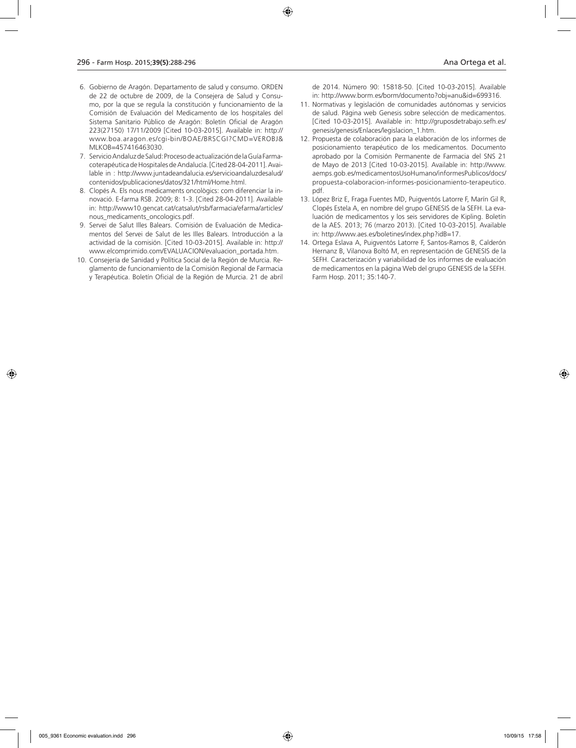6. Gobierno de Aragón. Departamento de salud y consumo. ORDEN de 22 de octubre de 2009, de la Consejera de Salud y Consumo, por la que se regula la constitución y funcionamiento de la Comisión de Evaluación del Medicamento de los hospitales del Sistema Sanitario Público de Aragón: Boletín Oficial de Aragón 223(27150) 17/11/2009 [Cited 10-03-2015]. Available in: http://www.boa.aragon.es/cgi-bin/BOAE/BRSCGI?CMD=VEROBJ&MLKOB=457416463030.
7. Servicio Andaluz de Salud: Proceso de actualización de la Guía Farmacoterapéutica de Hospitales de Andalucía. [Cited 28-04-2011]. Available in : http://www.juntadeandalucia.es/servicioandaluzdesalud/contenidos/publicaciones/datos/321/html/Home.html.
8. Clopés A. Els nous medicaments oncològics: com diferenciar la innovació. E-farma RSB. 2009; 8: 1-3. [Cited 28-04-2011]. Available in: http://www10.gencat.cat/catsalut/rsb/farmacia/efarma/articles/nous_medicaments_oncologics.pdf.
9. Servei de Salut Illes Balears. Comisión de Evaluación de Medicamentos del Servei de Salut de les Illes Balears. Introducción a la actividad de la comisión. [Cited 10-03-2015]. Available in: http://www.elcomprimido.com/EVALUACION/evaluacion_portada.htm.
10. Consejería de Sanidad y Política Social de la Región de Murcia. Reglamento de funcionamiento de la Comisión Regional de Farmacia y Terapéutica. Boletín Oficial de la Región de Murcia. 21 de abril de 2014. Número 90: 15818-50. [Cited 10-03-2015]. Available in: http://www.borm.es/borm/documento?obj=anu&id=699316.
11. Normativas y legislación de comunidades autónomas y servicios de salud. Página web Genesis sobre selección de medicamentos. [Cited 10-03-2015]. Available in: http://gruposdetrabajo.sefh.es/genesis/genesis/Enlaces/legislacion_1.htm.
12. Propuesta de colaboración para la elaboración de los informes de posicionamiento terapéutico de los medicamentos. Documento aprobado por la Comisión Permanente de Farmacia del SNS 21 de Mayo de 2013 [Cited 10-03-2015]. Available in: http://www.aemps.gob.es/medicamentosUsoHumano/informesPublicos/docs/propuesta-colaboracion-informes-posicionamiento-terapeutico.pdf.
13. López Briz E, Fraga Fuentes MD, Puigventós Latorre F, Marín Gil R, Clopés Estela A, en nombre del grupo GENESIS de la SEFH. La evaluación de medicamentos y los seis servidores de Kipling. Boletín de la AES. 2013; 76 (marzo 2013). [Cited 10-03-2015]. Available in: http://www.aes.es/boletines/index.php?idB=17.
14. Ortega Eslava A, Puigventós Latorre F, Santos-Ramos B, Calderón Hernanz B, Vilanova Boltó M, en representación de GENESIS de la SEFH. Caracterización y variabilidad de los informes de evaluación de medicamentos en la página Web del grupo GENESIS de la SEFH. Farm Hosp. 2011; 35:140-7.